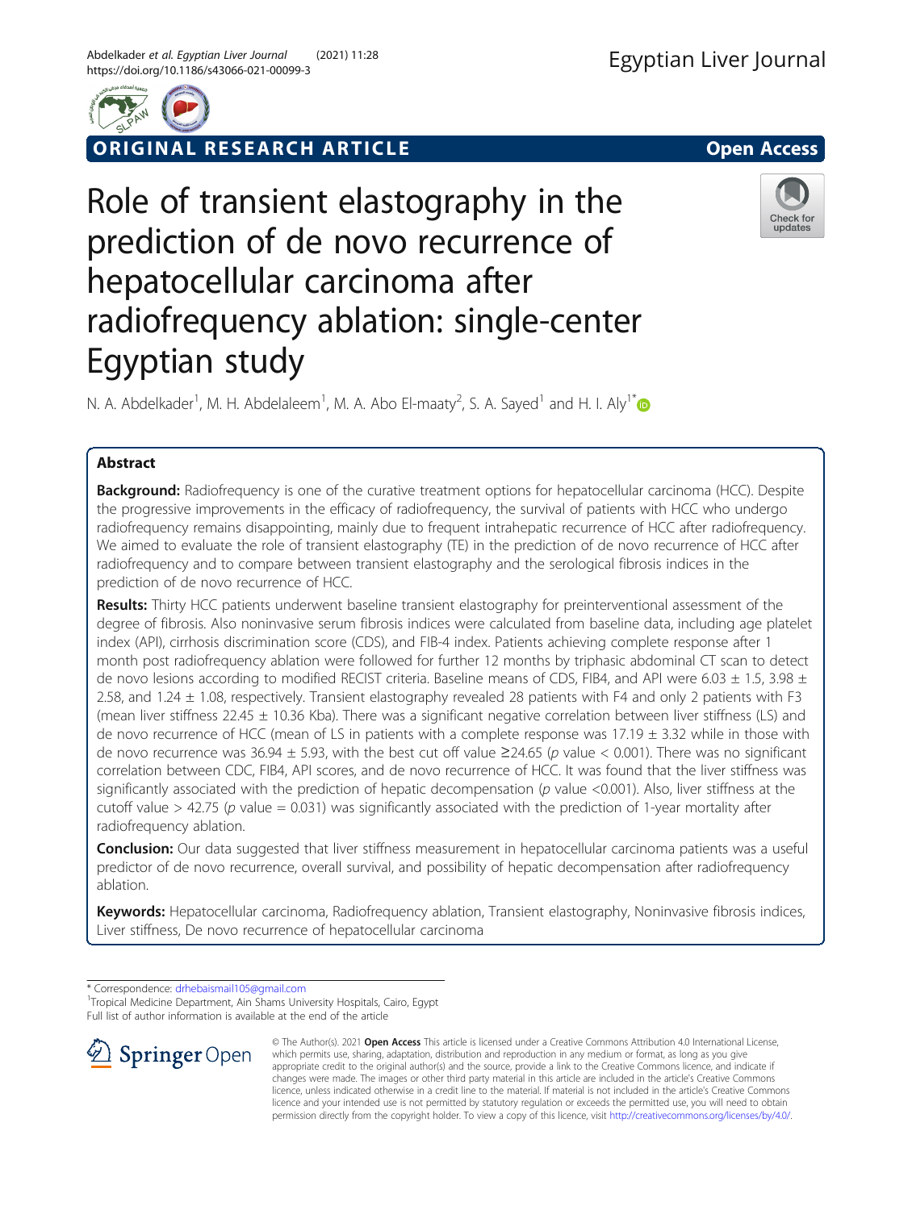ORIGINAL RESEARCH ARTICLE

Open Access

# Role of transient elastography in the prediction of de novo recurrence of hepatocellular carcinoma after radiofrequency ablation: single-center Egyptian study

N. A. Abdelkader[1], M. H. Abdelaleem[1], M. A. Abo El-maaty[2], S. A. Sayed[1] and H. I. Aly[1*]

## Abstract

**Background:** Radiofrequency is one of the curative treatment options for hepatocellular carcinoma (HCC). Despite the progressive improvements in the efficacy of radiofrequency, the survival of patients with HCC who undergo radiofrequency remains disappointing, mainly due to frequent intrahepatic recurrence of HCC after radiofrequency. We aimed to evaluate the role of transient elastography (TE) in the prediction of de novo recurrence of HCC after radiofrequency and to compare between transient elastography and the serological fibrosis indices in the prediction of de novo recurrence of HCC.

**Results:** Thirty HCC patients underwent baseline transient elastography for preinterventional assessment of the degree of fibrosis. Also noninvasive serum fibrosis indices were calculated from baseline data, including age platelet index (API), cirrhosis discrimination score (CDS), and FIB-4 index. Patients achieving complete response after 1 month post radiofrequency ablation were followed for further 12 months by triphasic abdominal CT scan to detect de novo lesions according to modified RECIST criteria. Baseline means of CDS, FIB4, and API were 6.03 ± 1.5, 3.98 ± 2.58, and 1.24 ± 1.08, respectively. Transient elastography revealed 28 patients with F4 and only 2 patients with F3 (mean liver stiffness 22.45 ± 10.36 Kba). There was a significant negative correlation between liver stiffness (LS) and de novo recurrence of HCC (mean of LS in patients with a complete response was 17.19 ± 3.32 while in those with de novo recurrence was 36.94 ± 5.93, with the best cut off value ≥24.65 ($p$ value < 0.001). There was no significant correlation between CDC, FIB4, API scores, and de novo recurrence of HCC. It was found that the liver stiffness was significantly associated with the prediction of hepatic decompensation ($p$ value <0.001). Also, liver stiffness at the cutoff value > 42.75 ($p$ value = 0.031) was significantly associated with the prediction of 1-year mortality after radiofrequency ablation.

**Conclusion:** Our data suggested that liver stiffness measurement in hepatocellular carcinoma patients was a useful predictor of de novo recurrence, overall survival, and possibility of hepatic decompensation after radiofrequency ablation.

**Keywords:** Hepatocellular carcinoma, Radiofrequency ablation, Transient elastography, Noninvasive fibrosis indices, Liver stiffness, De novo recurrence of hepatocellular carcinoma

\* Correspondence: drhebaismail105@gmail.com
[1]Tropical Medicine Department, Ain Shams University Hospitals, Cairo, Egypt
Full list of author information is available at the end of the article

© The Author(s). 2021 **Open Access** This article is licensed under a Creative Commons Attribution 4.0 International License, which permits use, sharing, adaptation, distribution and reproduction in any medium or format, as long as you give appropriate credit to the original author(s) and the source, provide a link to the Creative Commons licence, and indicate if changes were made. The images or other third party material in this article are included in the article's Creative Commons licence, unless indicated otherwise in a credit line to the material. If material is not included in the article's Creative Commons licence and your intended use is not permitted by statutory regulation or exceeds the permitted use, you will need to obtain permission directly from the copyright holder. To view a copy of this licence, visit http://creativecommons.org/licenses/by/4.0/.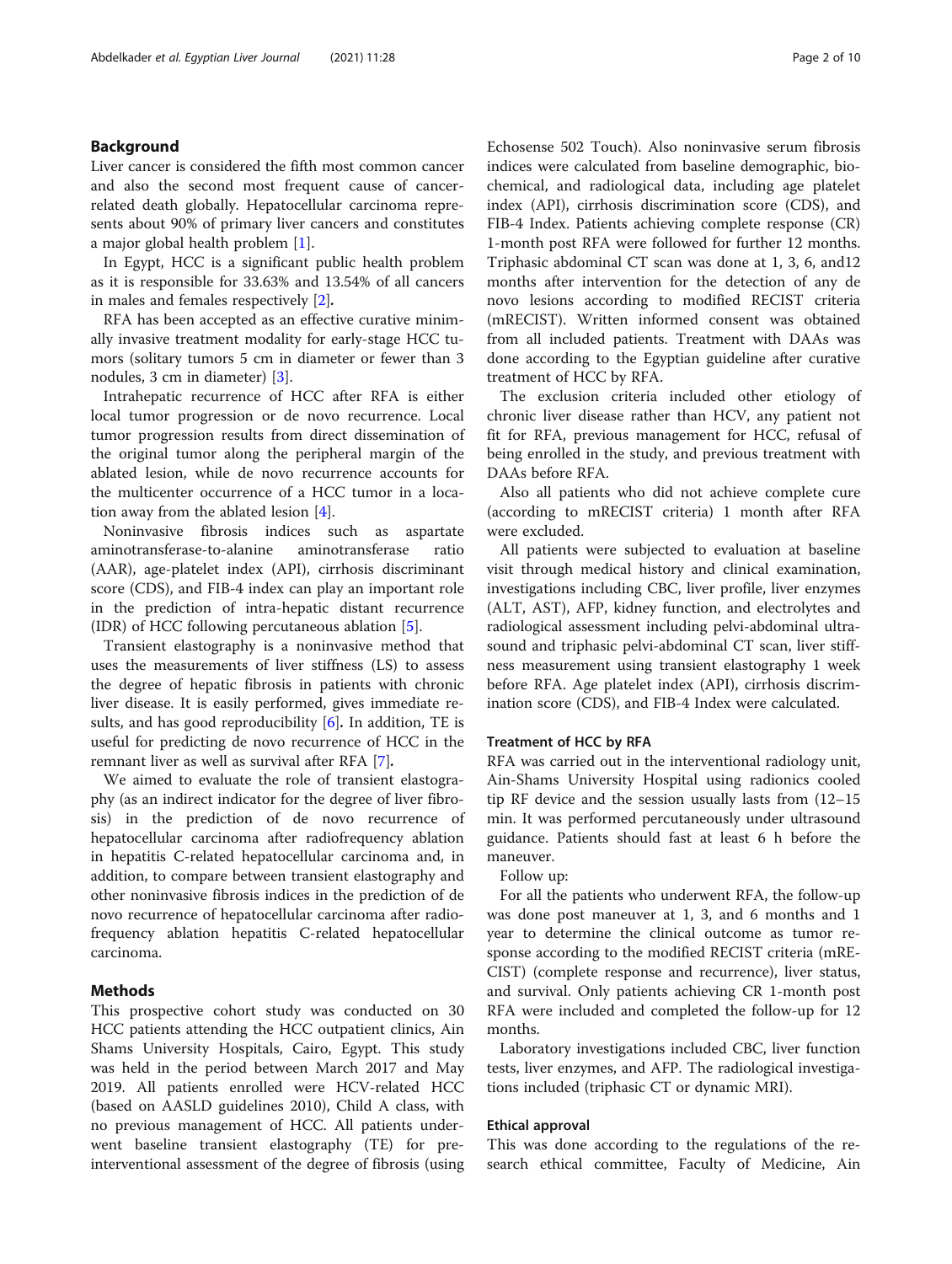## Background

Liver cancer is considered the fifth most common cancer and also the second most frequent cause of cancer-related death globally. Hepatocellular carcinoma represents about 90% of primary liver cancers and constitutes a major global health problem [1].

In Egypt, HCC is a significant public health problem as it is responsible for 33.63% and 13.54% of all cancers in males and females respectively [2].

RFA has been accepted as an effective curative minimally invasive treatment modality for early-stage HCC tumors (solitary tumors 5 cm in diameter or fewer than 3 nodules, 3 cm in diameter) [3].

Intrahepatic recurrence of HCC after RFA is either local tumor progression or de novo recurrence. Local tumor progression results from direct dissemination of the original tumor along the peripheral margin of the ablated lesion, while de novo recurrence accounts for the multicenter occurrence of a HCC tumor in a location away from the ablated lesion [4].

Noninvasive fibrosis indices such as aspartate aminotransferase-to-alanine aminotransferase ratio (AAR), age-platelet index (API), cirrhosis discriminant score (CDS), and FIB-4 index can play an important role in the prediction of intra-hepatic distant recurrence (IDR) of HCC following percutaneous ablation [5].

Transient elastography is a noninvasive method that uses the measurements of liver stiffness (LS) to assess the degree of hepatic fibrosis in patients with chronic liver disease. It is easily performed, gives immediate results, and has good reproducibility [6]. In addition, TE is useful for predicting de novo recurrence of HCC in the remnant liver as well as survival after RFA [7].

We aimed to evaluate the role of transient elastography (as an indirect indicator for the degree of liver fibrosis) in the prediction of de novo recurrence of hepatocellular carcinoma after radiofrequency ablation in hepatitis C-related hepatocellular carcinoma and, in addition, to compare between transient elastography and other noninvasive fibrosis indices in the prediction of de novo recurrence of hepatocellular carcinoma after radiofrequency ablation hepatitis C-related hepatocellular carcinoma.

## Methods

This prospective cohort study was conducted on 30 HCC patients attending the HCC outpatient clinics, Ain Shams University Hospitals, Cairo, Egypt. This study was held in the period between March 2017 and May 2019. All patients enrolled were HCV-related HCC (based on AASLD guidelines 2010), Child A class, with no previous management of HCC. All patients underwent baseline transient elastography (TE) for pre-interventional assessment of the degree of fibrosis (using Echosense 502 Touch). Also noninvasive serum fibrosis indices were calculated from baseline demographic, biochemical, and radiological data, including age platelet index (API), cirrhosis discrimination score (CDS), and FIB-4 Index. Patients achieving complete response (CR) 1-month post RFA were followed for further 12 months. Triphasic abdominal CT scan was done at 1, 3, 6, and12 months after intervention for the detection of any de novo lesions according to modified RECIST criteria (mRECIST). Written informed consent was obtained from all included patients. Treatment with DAAs was done according to the Egyptian guideline after curative treatment of HCC by RFA.

The exclusion criteria included other etiology of chronic liver disease rather than HCV, any patient not fit for RFA, previous management for HCC, refusal of being enrolled in the study, and previous treatment with DAAs before RFA.

Also all patients who did not achieve complete cure (according to mRECIST criteria) 1 month after RFA were excluded.

All patients were subjected to evaluation at baseline visit through medical history and clinical examination, investigations including CBC, liver profile, liver enzymes (ALT, AST), AFP, kidney function, and electrolytes and radiological assessment including pelvi-abdominal ultrasound and triphasic pelvi-abdominal CT scan, liver stiffness measurement using transient elastography 1 week before RFA. Age platelet index (API), cirrhosis discrimination score (CDS), and FIB-4 Index were calculated.

### Treatment of HCC by RFA

RFA was carried out in the interventional radiology unit, Ain-Shams University Hospital using radionics cooled tip RF device and the session usually lasts from (12–15 min. It was performed percutaneously under ultrasound guidance. Patients should fast at least 6 h before the maneuver.

Follow up:

For all the patients who underwent RFA, the follow-up was done post maneuver at 1, 3, and 6 months and 1 year to determine the clinical outcome as tumor response according to the modified RECIST criteria (mRECIST) (complete response and recurrence), liver status, and survival. Only patients achieving CR 1-month post RFA were included and completed the follow-up for 12 months.

Laboratory investigations included CBC, liver function tests, liver enzymes, and AFP. The radiological investigations included (triphasic CT or dynamic MRI).

### Ethical approval

This was done according to the regulations of the research ethical committee, Faculty of Medicine, Ain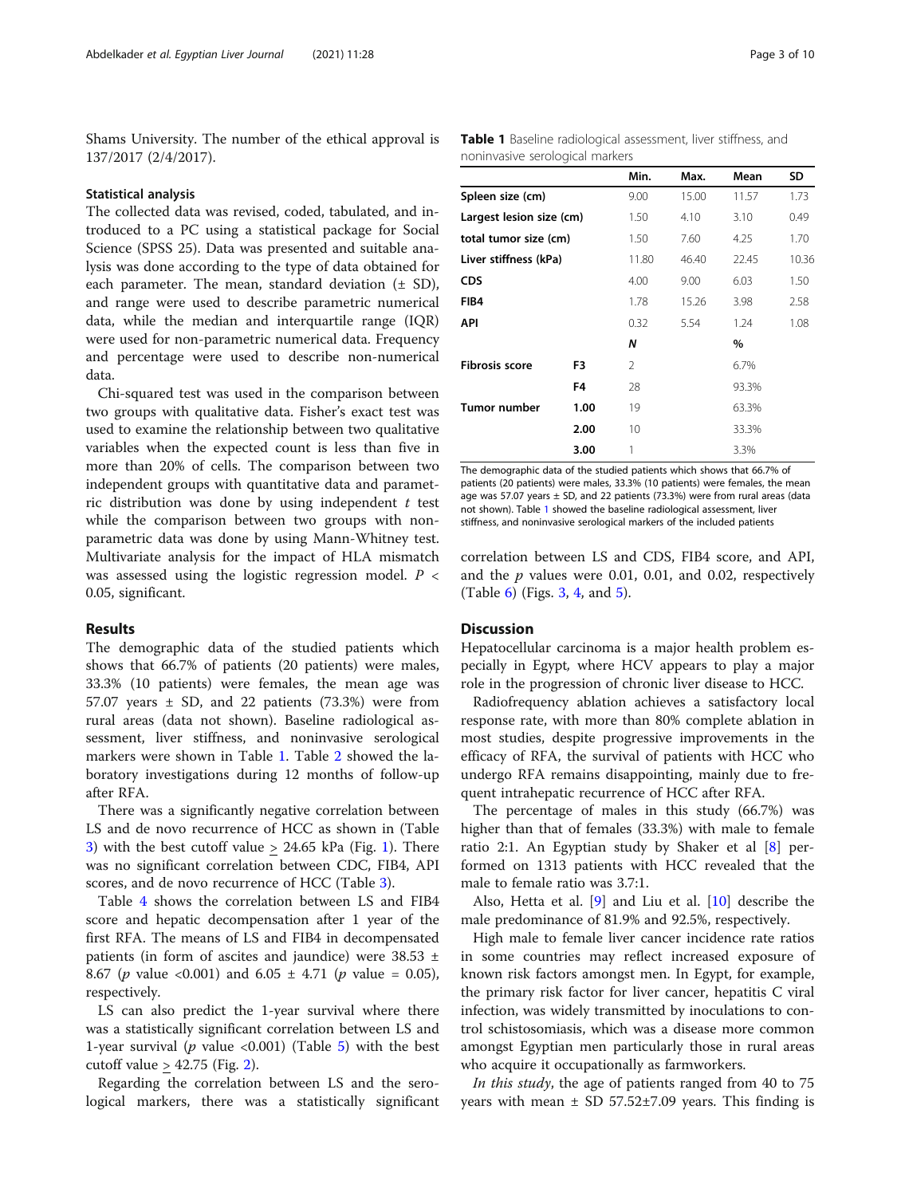Shams University. The number of the ethical approval is 137/2017 (2/4/2017).

### Statistical analysis

The collected data was revised, coded, tabulated, and introduced to a PC using a statistical package for Social Science (SPSS 25). Data was presented and suitable analysis was done according to the type of data obtained for each parameter. The mean, standard deviation (± SD), and range were used to describe parametric numerical data, while the median and interquartile range (IQR) were used for non-parametric numerical data. Frequency and percentage were used to describe non-numerical data.

Chi-squared test was used in the comparison between two groups with qualitative data. Fisher's exact test was used to examine the relationship between two qualitative variables when the expected count is less than five in more than 20% of cells. The comparison between two independent groups with quantitative data and parametric distribution was done by using independent *t* test while the comparison between two groups with non-parametric data was done by using Mann-Whitney test. Multivariate analysis for the impact of HLA mismatch was assessed using the logistic regression model. $P <$ 0.05, significant.

## Results

The demographic data of the studied patients which shows that 66.7% of patients (20 patients) were males, 33.3% (10 patients) were females, the mean age was 57.07 years ± SD, and 22 patients (73.3%) were from rural areas (data not shown). Baseline radiological assessment, liver stiffness, and noninvasive serological markers were shown in Table 1. Table 2 showed the laboratory investigations during 12 months of follow-up after RFA.

There was a significantly negative correlation between LS and de novo recurrence of HCC as shown in (Table 3) with the best cutoff value ≥ 24.65 kPa (Fig. 1). There was no significant correlation between CDC, FIB4, API scores, and de novo recurrence of HCC (Table 3).

Table 4 shows the correlation between LS and FIB4 score and hepatic decompensation after 1 year of the first RFA. The means of LS and FIB4 in decompensated patients (in form of ascites and jaundice) were 38.53 ± 8.67 (*p* value <0.001) and 6.05 ± 4.71 (*p* value = 0.05), respectively.

LS can also predict the 1-year survival where there was a statistically significant correlation between LS and 1-year survival (*p* value <0.001) (Table 5) with the best cutoff value ≥ 42.75 (Fig. 2).

Regarding the correlation between LS and the serological markers, there was a statistically significant correlation between LS and CDS, FIB4 score, and API, and the *p* values were 0.01, 0.01, and 0.02, respectively (Table 6) (Figs. 3, 4, and 5).

**Table 1** Baseline radiological assessment, liver stiffness, and noninvasive serological markers

| | | Min. | Max. | Mean | SD |
|---|---|---|---|---|---|
| Spleen size (cm) | | 9.00 | 15.00 | 11.57 | 1.73 |
| Largest lesion size (cm) | | 1.50 | 4.10 | 3.10 | 0.49 |
| total tumor size (cm) | | 1.50 | 7.60 | 4.25 | 1.70 |
| Liver stiffness (kPa) | | 11.80 | 46.40 | 22.45 | 10.36 |
| CDS | | 4.00 | 9.00 | 6.03 | 1.50 |
| FIB4 | | 1.78 | 15.26 | 3.98 | 2.58 |
| API | | 0.32 | 5.54 | 1.24 | 1.08 |
| | | *N* | | % | |
| Fibrosis score | F3 | 2 | | 6.7% | |
| | F4 | 28 | | 93.3% | |
| Tumor number | 1.00 | 19 | | 63.3% | |
| | 2.00 | 10 | | 33.3% | |
| | 3.00 | 1 | | 3.3% | |

The demographic data of the studied patients which shows that 66.7% of patients (20 patients) were males, 33.3% (10 patients) were females, the mean age was 57.07 years ± SD, and 22 patients (73.3%) were from rural areas (data not shown). Table 1 showed the baseline radiological assessment, liver stiffness, and noninvasive serological markers of the included patients

## Discussion

Hepatocellular carcinoma is a major health problem especially in Egypt, where HCV appears to play a major role in the progression of chronic liver disease to HCC.

Radiofrequency ablation achieves a satisfactory local response rate, with more than 80% complete ablation in most studies, despite progressive improvements in the efficacy of RFA, the survival of patients with HCC who undergo RFA remains disappointing, mainly due to frequent intrahepatic recurrence of HCC after RFA.

The percentage of males in this study (66.7%) was higher than that of females (33.3%) with male to female ratio 2:1. An Egyptian study by Shaker et al [8] performed on 1313 patients with HCC revealed that the male to female ratio was 3.7:1.

Also, Hetta et al. [9] and Liu et al. [10] describe the male predominance of 81.9% and 92.5%, respectively.

High male to female liver cancer incidence rate ratios in some countries may reflect increased exposure of known risk factors amongst men. In Egypt, for example, the primary risk factor for liver cancer, hepatitis C viral infection, was widely transmitted by inoculations to control schistosomiasis, which was a disease more common amongst Egyptian men particularly those in rural areas who acquire it occupationally as farmworkers.

*In this study*, the age of patients ranged from 40 to 75 years with mean ± SD 57.52±7.09 years. This finding is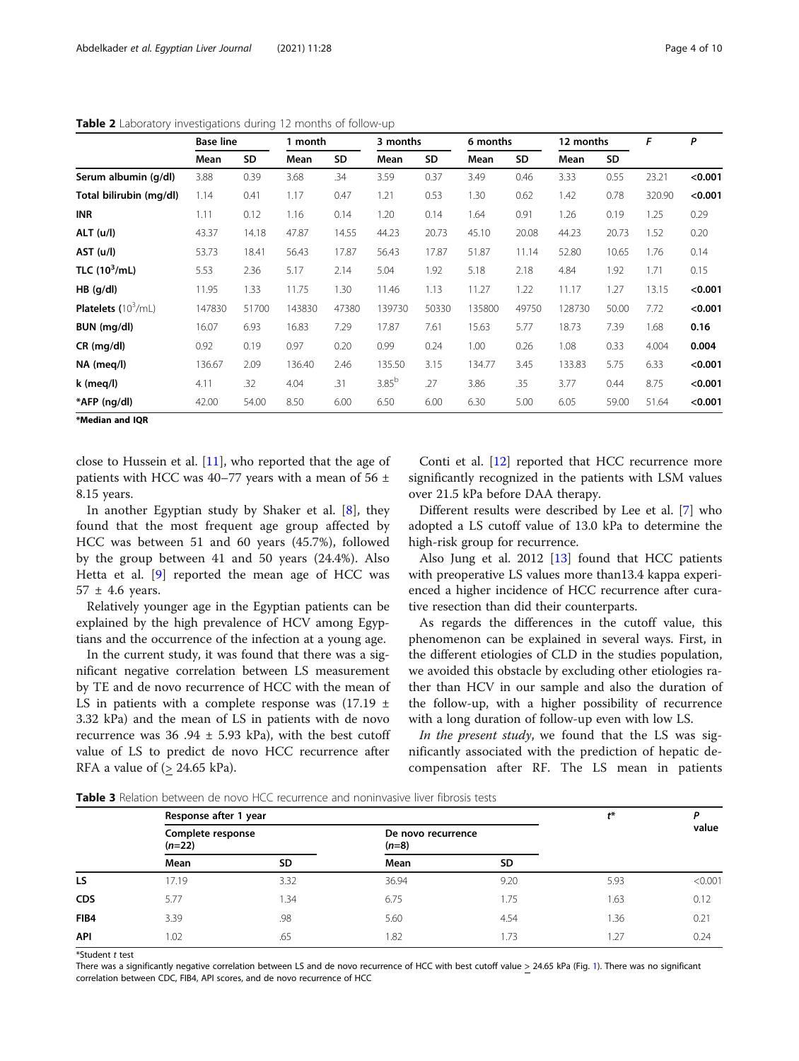**Table 2** Laboratory investigations during 12 months of follow-up

| | Base line | | 1 month | | 3 months | | 6 months | | 12 months | | *F* | *P* |
|---|---|---|---|---|---|---|---|---|---|---|---|---|
| | Mean | SD | Mean | SD | Mean | SD | Mean | SD | Mean | SD | | |
| **Serum albumin (g/dl)** | 3.88 | 0.39 | 3.68 | .34 | 3.59 | 0.37 | 3.49 | 0.46 | 3.33 | 0.55 | 23.21 | **<0.001** |
| **Total bilirubin (mg/dl)** | 1.14 | 0.41 | 1.17 | 0.47 | 1.21 | 0.53 | 1.30 | 0.62 | 1.42 | 0.78 | 320.90 | **<0.001** |
| **INR** | 1.11 | 0.12 | 1.16 | 0.14 | 1.20 | 0.14 | 1.64 | 0.91 | 1.26 | 0.19 | 1.25 | 0.29 |
| **ALT (u/l)** | 43.37 | 14.18 | 47.87 | 14.55 | 44.23 | 20.73 | 45.10 | 20.08 | 44.23 | 20.73 | 1.52 | 0.20 |
| **AST (u/l)** | 53.73 | 18.41 | 56.43 | 17.87 | 56.43 | 17.87 | 51.87 | 11.14 | 52.80 | 10.65 | 1.76 | 0.14 |
| **TLC ($10^3$/mL)** | 5.53 | 2.36 | 5.17 | 2.14 | 5.04 | 1.92 | 5.18 | 2.18 | 4.84 | 1.92 | 1.71 | 0.15 |
| **HB (g/dl)** | 11.95 | 1.33 | 11.75 | 1.30 | 11.46 | 1.13 | 11.27 | 1.22 | 11.17 | 1.27 | 13.15 | **<0.001** |
| **Platelets ($10^3$/mL)** | 147830 | 51700 | 143830 | 47380 | 139730 | 50330 | 135800 | 49750 | 128730 | 50.00 | 7.72 | **<0.001** |
| **BUN (mg/dl)** | 16.07 | 6.93 | 16.83 | 7.29 | 17.87 | 7.61 | 15.63 | 5.77 | 18.73 | 7.39 | 1.68 | **0.16** |
| **CR (mg/dl)** | 0.92 | 0.19 | 0.97 | 0.20 | 0.99 | 0.24 | 1.00 | 0.26 | 1.08 | 0.33 | 4.004 | **0.004** |
| **NA (meq/l)** | 136.67 | 2.09 | 136.40 | 2.46 | 135.50 | 3.15 | 134.77 | 3.45 | 133.83 | 5.75 | 6.33 | **<0.001** |
| **k (meq/l)** | 4.11 | .32 | 4.04 | .31 | $3.85^b$ | .27 | 3.86 | .35 | 3.77 | 0.44 | 8.75 | **<0.001** |
| ***AFP (ng/dl)** | 42.00 | 54.00 | 8.50 | 6.00 | 6.50 | 6.00 | 6.30 | 5.00 | 6.05 | 59.00 | 51.64 | **<0.001** |

***Median and IQR**

close to Hussein et al. [11], who reported that the age of patients with HCC was 40–77 years with a mean of 56 ± 8.15 years.

In another Egyptian study by Shaker et al. [8], they found that the most frequent age group affected by HCC was between 51 and 60 years (45.7%), followed by the group between 41 and 50 years (24.4%). Also Hetta et al. [9] reported the mean age of HCC was 57 ± 4.6 years.

Relatively younger age in the Egyptian patients can be explained by the high prevalence of HCV among Egyptians and the occurrence of the infection at a young age.

In the current study, it was found that there was a significant negative correlation between LS measurement by TE and de novo recurrence of HCC with the mean of LS in patients with a complete response was (17.19 ± 3.32 kPa) and the mean of LS in patients with de novo recurrence was 36 .94 ± 5.93 kPa), with the best cutoff value of LS to predict de novo HCC recurrence after RFA a value of (≥ 24.65 kPa).

Conti et al. [12] reported that HCC recurrence more significantly recognized in the patients with LSM values over 21.5 kPa before DAA therapy.

Different results were described by Lee et al. [7] who adopted a LS cutoff value of 13.0 kPa to determine the high-risk group for recurrence.

Also Jung et al. 2012 [13] found that HCC patients with preoperative LS values more than13.4 kappa experienced a higher incidence of HCC recurrence after curative resection than did their counterparts.

As regards the differences in the cutoff value, this phenomenon can be explained in several ways. First, in the different etiologies of CLD in the studies population, we avoided this obstacle by excluding other etiologies rather than HCV in our sample and also the duration of the follow-up, with a higher possibility of recurrence with a long duration of follow-up even with low LS.

*In the present study*, we found that the LS was significantly associated with the prediction of hepatic decompensation after RF. The LS mean in patients

**Table 3** Relation between de novo HCC recurrence and noninvasive liver fibrosis tests

| | Response after 1 year | | | | *t** | *P* value |
|---|---|---|---|---|---|---|
| | Complete response (*n*=22) | | De novo recurrence (*n*=8) | | | |
| | Mean | SD | Mean | SD | | |
| **LS** | 17.19 | 3.32 | 36.94 | 9.20 | 5.93 | <0.001 |
| **CDS** | 5.77 | 1.34 | 6.75 | 1.75 | 1.63 | 0.12 |
| **FIB4** | 3.39 | .98 | 5.60 | 4.54 | 1.36 | 0.21 |
| **API** | 1.02 | .65 | 1.82 | 1.73 | 1.27 | 0.24 |

*Student *t* test

There was a significantly negative correlation between LS and de novo recurrence of HCC with best cutoff value ≥ 24.65 kPa (Fig. 1). There was no significant correlation between CDC, FIB4, API scores, and de novo recurrence of HCC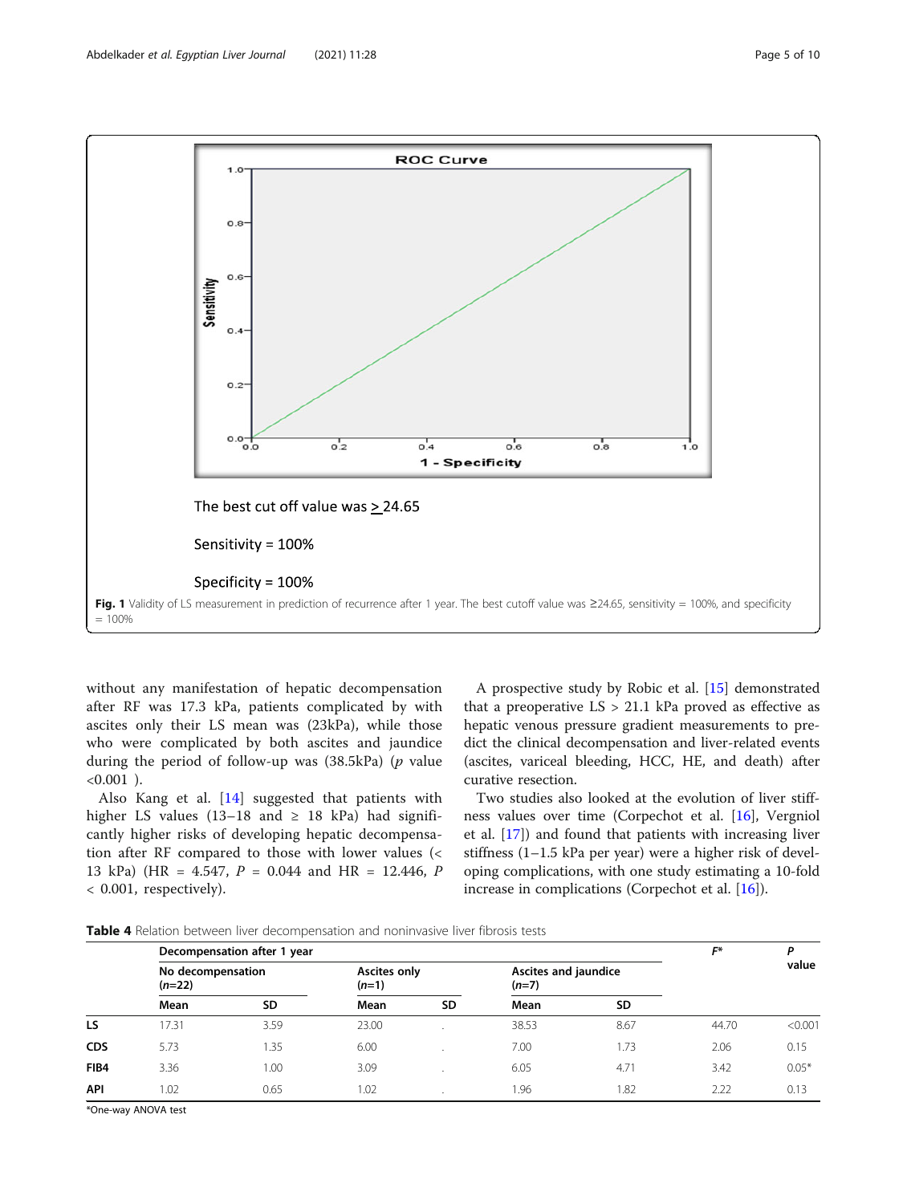The best cut off value was ≥ 24.65

Sensitivity = 100%

Specificity = 100%

**Fig. 1** Validity of LS measurement in prediction of recurrence after 1 year. The best cutoff value was ≥24.65, sensitivity = 100%, and specificity = 100%

without any manifestation of hepatic decompensation after RF was 17.3 kPa, patients complicated by with ascites only their LS mean was (23kPa), while those who were complicated by both ascites and jaundice during the period of follow-up was (38.5kPa) ($p$ value <0.001 ).

Also Kang et al. [14] suggested that patients with higher LS values (13–18 and ≥ 18 kPa) had significantly higher risks of developing hepatic decompensation after RF compared to those with lower values (< 13 kPa) (HR = 4.547, $P$ = 0.044 and HR = 12.446, $P$ < 0.001, respectively).

A prospective study by Robic et al. [15] demonstrated that a preoperative LS > 21.1 kPa proved as effective as hepatic venous pressure gradient measurements to predict the clinical decompensation and liver-related events (ascites, variceal bleeding, HCC, HE, and death) after curative resection.

Two studies also looked at the evolution of liver stiffness values over time (Corpechot et al. [16], Vergniol et al. [17]) and found that patients with increasing liver stiffness (1–1.5 kPa per year) were a higher risk of developing complications, with one study estimating a 10-fold increase in complications (Corpechot et al. [16]).

**Table 4** Relation between liver decompensation and noninvasive liver fibrosis tests

| | Decompensation after 1 year | | | | | | F* | P value |
|---|---|---|---|---|---|---|---|---|
| | No decompensation (n=22) | | Ascites only (n=1) | | Ascites and jaundice (n=7) | | | |
| | Mean | SD | Mean | SD | Mean | SD | | |
| **LS** | 17.31 | 3.59 | 23.00 | . | 38.53 | 8.67 | 44.70 | <0.001 |
| **CDS** | 5.73 | 1.35 | 6.00 | . | 7.00 | 1.73 | 2.06 | 0.15 |
| **FIB4** | 3.36 | 1.00 | 3.09 | . | 6.05 | 4.71 | 3.42 | 0.05* |
| **API** | 1.02 | 0.65 | 1.02 | . | 1.96 | 1.82 | 2.22 | 0.13 |

*One-way ANOVA test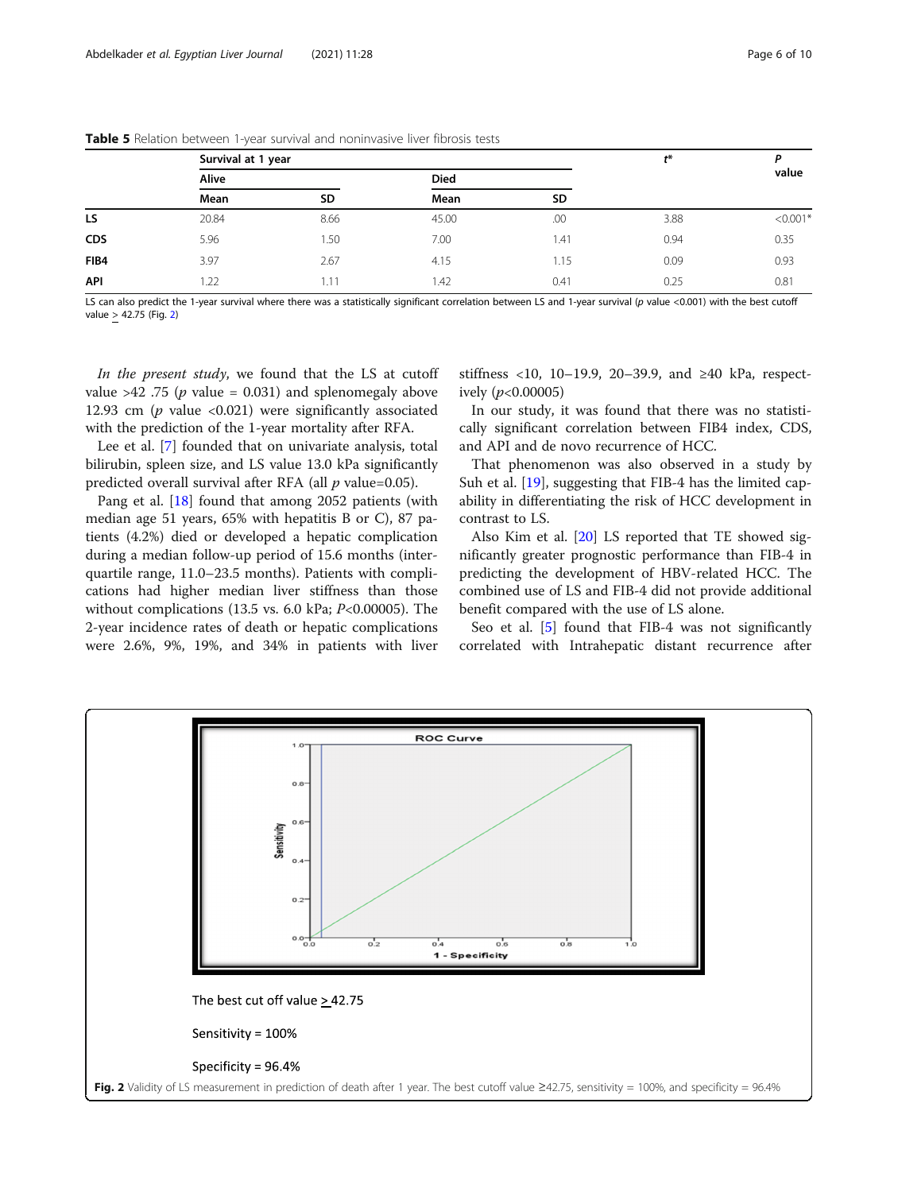**Table 5** Relation between 1-year survival and noninvasive liver fibrosis tests

| | Survival at 1 year | | | | $t^*$ | P value |
|---|---|---|---|---|---|---|
| | Alive | | Died | | | |
| | Mean | SD | Mean | SD | | |
| **LS** | 20.84 | 8.66 | 45.00 | .00 | 3.88 | <0.001* |
| **CDS** | 5.96 | 1.50 | 7.00 | 1.41 | 0.94 | 0.35 |
| **FIB4** | 3.97 | 2.67 | 4.15 | 1.15 | 0.09 | 0.93 |
| **API** | 1.22 | 1.11 | 1.42 | 0.41 | 0.25 | 0.81 |

LS can also predict the 1-year survival where there was a statistically significant correlation between LS and 1-year survival (p value <0.001) with the best cutoff value ≥ 42.75 (Fig. 2)

*In the present study*, we found that the LS at cutoff value >42 .75 ($p$ value = 0.031) and splenomegaly above 12.93 cm ($p$ value <0.021) were significantly associated with the prediction of the 1-year mortality after RFA.

Lee et al. [7] founded that on univariate analysis, total bilirubin, spleen size, and LS value 13.0 kPa significantly predicted overall survival after RFA (all $p$ value=0.05).

Pang et al. [18] found that among 2052 patients (with median age 51 years, 65% with hepatitis B or C), 87 patients (4.2%) died or developed a hepatic complication during a median follow-up period of 15.6 months (interquartile range, 11.0–23.5 months). Patients with complications had higher median liver stiffness than those without complications (13.5 vs. 6.0 kPa; $P$<0.00005). The 2-year incidence rates of death or hepatic complications were 2.6%, 9%, 19%, and 34% in patients with liver stiffness <10, 10–19.9, 20–39.9, and ≥40 kPa, respectively ($p$<0.00005)

In our study, it was found that there was no statistically significant correlation between FIB4 index, CDS, and API and de novo recurrence of HCC.

That phenomenon was also observed in a study by Suh et al. [19], suggesting that FIB-4 has the limited capability in differentiating the risk of HCC development in contrast to LS.

Also Kim et al. [20] LS reported that TE showed significantly greater prognostic performance than FIB-4 in predicting the development of HBV-related HCC. The combined use of LS and FIB-4 did not provide additional benefit compared with the use of LS alone.

Seo et al. [5] found that FIB-4 was not significantly correlated with Intrahepatic distant recurrence after

The best cut off value ≥ 42.75

Sensitivity = 100%

Specificity = 96.4%

**Fig. 2** Validity of LS measurement in prediction of death after 1 year. The best cutoff value ≥42.75, sensitivity = 100%, and specificity = 96.4%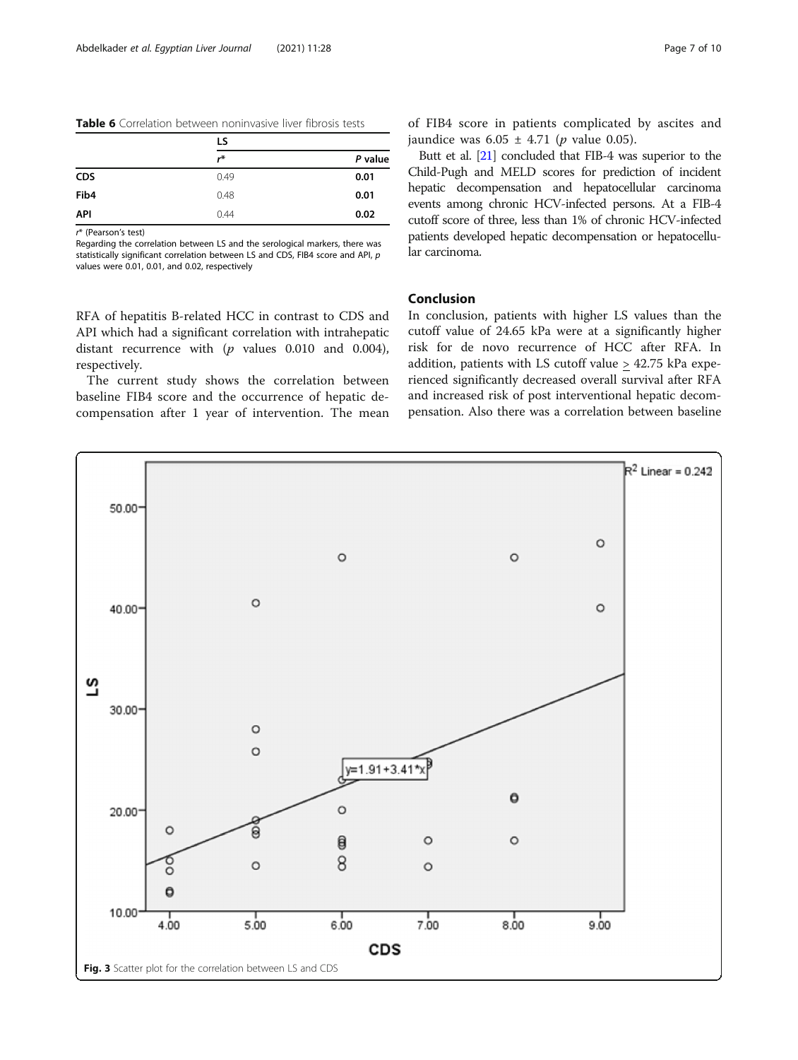**Table 6** Correlation between noninvasive liver fibrosis tests

| | LS | |
|---|---|---|
| | $r^*$ | *P* value |
| **CDS** | 0.49 | **0.01** |
| **Fib4** | 0.48 | **0.01** |
| **API** | 0.44 | **0.02** |

$r^*$ (Pearson's test)

Regarding the correlation between LS and the serological markers, there was statistically significant correlation between LS and CDS, FIB4 score and API, *p* values were 0.01, 0.01, and 0.02, respectively

RFA of hepatitis B-related HCC in contrast to CDS and API which had a significant correlation with intrahepatic distant recurrence with (*p* values 0.010 and 0.004), respectively.

The current study shows the correlation between baseline FIB4 score and the occurrence of hepatic decompensation after 1 year of intervention. The mean of FIB4 score in patients complicated by ascites and jaundice was 6.05 ± 4.71 (*p* value 0.05).

Butt et al. [21] concluded that FIB-4 was superior to the Child-Pugh and MELD scores for prediction of incident hepatic decompensation and hepatocellular carcinoma events among chronic HCV-infected persons. At a FIB-4 cutoff score of three, less than 1% of chronic HCV-infected patients developed hepatic decompensation or hepatocellular carcinoma.

## Conclusion

In conclusion, patients with higher LS values than the cutoff value of 24.65 kPa were at a significantly higher risk for de novo recurrence of HCC after RFA. In addition, patients with LS cutoff value ≥ 42.75 kPa experienced significantly decreased overall survival after RFA and increased risk of post interventional hepatic decompensation. Also there was a correlation between baseline

**Fig. 3** Scatter plot for the correlation between LS and CDS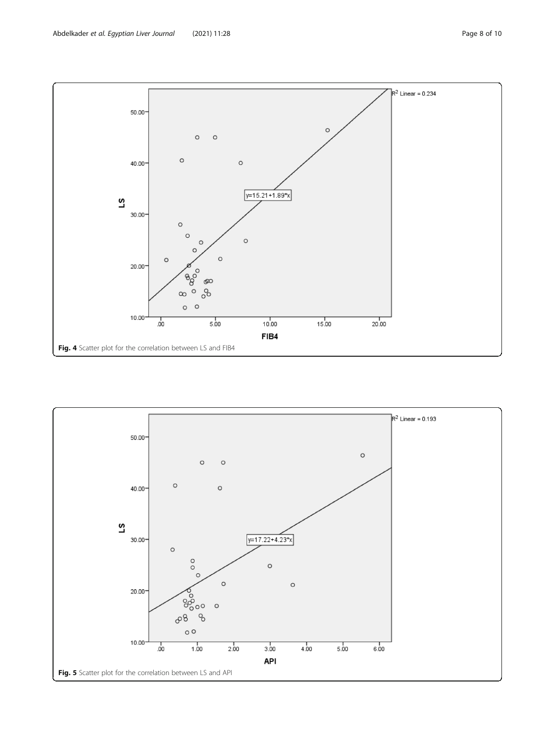Fig. 4 Scatter plot for the correlation between LS and FIB4

Fig. 5 Scatter plot for the correlation between LS and API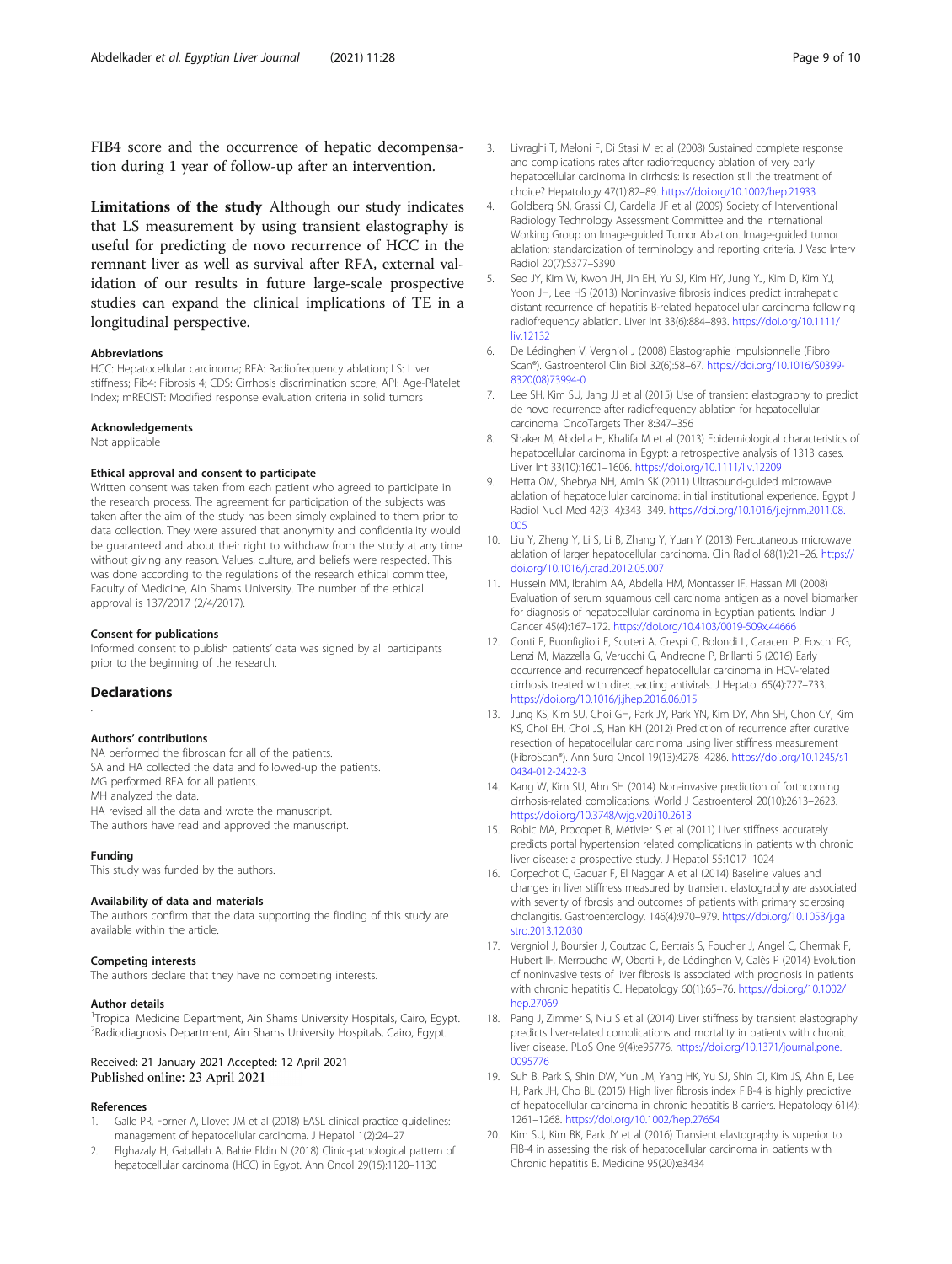FIB4 score and the occurrence of hepatic decompensation during 1 year of follow-up after an intervention.

**Limitations of the study** Although our study indicates that LS measurement by using transient elastography is useful for predicting de novo recurrence of HCC in the remnant liver as well as survival after RFA, external validation of our results in future large-scale prospective studies can expand the clinical implications of TE in a longitudinal perspective.

#### Abbreviations

HCC: Hepatocellular carcinoma; RFA: Radiofrequency ablation; LS: Liver stiffness; Fib4: Fibrosis 4; CDS: Cirrhosis discrimination score; API: Age-Platelet Index; mRECIST: Modified response evaluation criteria in solid tumors

#### Acknowledgements

Not applicable

#### Ethical approval and consent to participate

Written consent was taken from each patient who agreed to participate in the research process. The agreement for participation of the subjects was taken after the aim of the study has been simply explained to them prior to data collection. They were assured that anonymity and confidentiality would be guaranteed and about their right to withdraw from the study at any time without giving any reason. Values, culture, and beliefs were respected. This was done according to the regulations of the research ethical committee, Faculty of Medicine, Ain Shams University. The number of the ethical approval is 137/2017 (2/4/2017).

#### Consent for publications

Informed consent to publish patients' data was signed by all participants prior to the beginning of the research.

## Declarations

#### Authors' contributions

NA performed the fibroscan for all of the patients.
SA and HA collected the data and followed-up the patients.
MG performed RFA for all patients.
MH analyzed the data.
HA revised all the data and wrote the manuscript.
The authors have read and approved the manuscript.

#### Funding

This study was funded by the authors.

#### Availability of data and materials

The authors confirm that the data supporting the finding of this study are available within the article.

#### Competing interests

The authors declare that they have no competing interests.

#### Author details

[1]Tropical Medicine Department, Ain Shams University Hospitals, Cairo, Egypt. [2]Radiodiagnosis Department, Ain Shams University Hospitals, Cairo, Egypt.

Received: 21 January 2021 Accepted: 12 April 2021
Published online: 23 April 2021

#### References

1. Galle PR, Forner A, Llovet JM et al (2018) EASL clinical practice guidelines: management of hepatocellular carcinoma. J Hepatol 1(2):24–27
2. Elghazaly H, Gaballah A, Bahie Eldin N (2018) Clinic-pathological pattern of hepatocellular carcinoma (HCC) in Egypt. Ann Oncol 29(15):1120–1130
3. Livraghi T, Meloni F, Di Stasi M et al (2008) Sustained complete response and complications rates after radiofrequency ablation of very early hepatocellular carcinoma in cirrhosis: is resection still the treatment of choice? Hepatology 47(1):82–89. https://doi.org/10.1002/hep.21933
4. Goldberg SN, Grassi CJ, Cardella JF et al (2009) Society of Interventional Radiology Technology Assessment Committee and the International Working Group on Image-guided Tumor Ablation. Image-guided tumor ablation: standardization of terminology and reporting criteria. J Vasc Interv Radiol 20(7):S377–S390
5. Seo JY, Kim W, Kwon JH, Jin EH, Yu SJ, Kim HY, Jung YJ, Kim D, Kim YJ, Yoon JH, Lee HS (2013) Noninvasive fibrosis indices predict intrahepatic distant recurrence of hepatitis B-related hepatocellular carcinoma following radiofrequency ablation. Liver Int 33(6):884–893. https://doi.org/10.1111/liv.12132
6. De Lédinghen V, Vergniol J (2008) Elastographie impulsionnelle (Fibro Scan®). Gastroenterol Clin Biol 32(6):58–67. https://doi.org/10.1016/S0399-8320(08)73994-0
7. Lee SH, Kim SU, Jang JJ et al (2015) Use of transient elastography to predict de novo recurrence after radiofrequency ablation for hepatocellular carcinoma. OncoTargets Ther 8:347–356
8. Shaker M, Abdella H, Khalifa M et al (2013) Epidemiological characteristics of hepatocellular carcinoma in Egypt: a retrospective analysis of 1313 cases. Liver Int 33(10):1601–1606. https://doi.org/10.1111/liv.12209
9. Hetta OM, Shebrya NH, Amin SK (2011) Ultrasound-guided microwave ablation of hepatocellular carcinoma: initial institutional experience. Egypt J Radiol Nucl Med 42(3–4):343–349. https://doi.org/10.1016/j.ejrnm.2011.08.005
10. Liu Y, Zheng Y, Li S, Li B, Zhang Y, Yuan Y (2013) Percutaneous microwave ablation of larger hepatocellular carcinoma. Clin Radiol 68(1):21–26. https://doi.org/10.1016/j.crad.2012.05.007
11. Hussein MM, Ibrahim AA, Abdella HM, Montasser IF, Hassan MI (2008) Evaluation of serum squamous cell carcinoma antigen as a novel biomarker for diagnosis of hepatocellular carcinoma in Egyptian patients. Indian J Cancer 45(4):167–172. https://doi.org/10.4103/0019-509x.44666
12. Conti F, Buonfiglioli F, Scuteri A, Crespi C, Bolondi L, Caraceni P, Foschi FG, Lenzi M, Mazzella G, Verucchi G, Andreone P, Brillanti S (2016) Early occurrence and recurrenceof hepatocellular carcinoma in HCV-related cirrhosis treated with direct-acting antivirals. J Hepatol 65(4):727–733. https://doi.org/10.1016/j.jhep.2016.06.015
13. Jung KS, Kim SU, Choi GH, Park JY, Park YN, Kim DY, Ahn SH, Chon CY, Kim KS, Choi EH, Choi JS, Han KH (2012) Prediction of recurrence after curative resection of hepatocellular carcinoma using liver stiffness measurement (FibroScan®). Ann Surg Oncol 19(13):4278–4286. https://doi.org/10.1245/s10434-012-2422-3
14. Kang W, Kim SU, Ahn SH (2014) Non-invasive prediction of forthcoming cirrhosis-related complications. World J Gastroenterol 20(10):2613–2623. https://doi.org/10.3748/wjg.v20.i10.2613
15. Robic MA, Procopet B, Métivier S et al (2011) Liver stiffness accurately predicts portal hypertension related complications in patients with chronic liver disease: a prospective study. J Hepatol 55:1017–1024
16. Corpechot C, Gaouar F, El Naggar A et al (2014) Baseline values and changes in liver stiffness measured by transient elastography are associated with severity of fbrosis and outcomes of patients with primary sclerosing cholangitis. Gastroenterology. 146(4):970–979. https://doi.org/10.1053/j.gastro.2013.12.030
17. Vergniol J, Boursier J, Coutzac C, Bertrais S, Foucher J, Angel C, Chermak F, Hubert IF, Merrouche W, Oberti F, de Lédinghen V, Calès P (2014) Evolution of noninvasive tests of liver fibrosis is associated with prognosis in patients with chronic hepatitis C. Hepatology 60(1):65–76. https://doi.org/10.1002/hep.27069
18. Pang J, Zimmer S, Niu S et al (2014) Liver stiffness by transient elastography predicts liver-related complications and mortality in patients with chronic liver disease. PLoS One 9(4):e95776. https://doi.org/10.1371/journal.pone.0095776
19. Suh B, Park S, Shin DW, Yun JM, Yang HK, Yu SJ, Shin CI, Kim JS, Ahn E, Lee H, Park JH, Cho BL (2015) High liver fibrosis index FIB-4 is highly predictive of hepatocellular carcinoma in chronic hepatitis B carriers. Hepatology 61(4):1261–1268. https://doi.org/10.1002/hep.27654
20. Kim SU, Kim BK, Park JY et al (2016) Transient elastography is superior to FIB-4 in assessing the risk of hepatocellular carcinoma in patients with Chronic hepatitis B. Medicine 95(20):e3434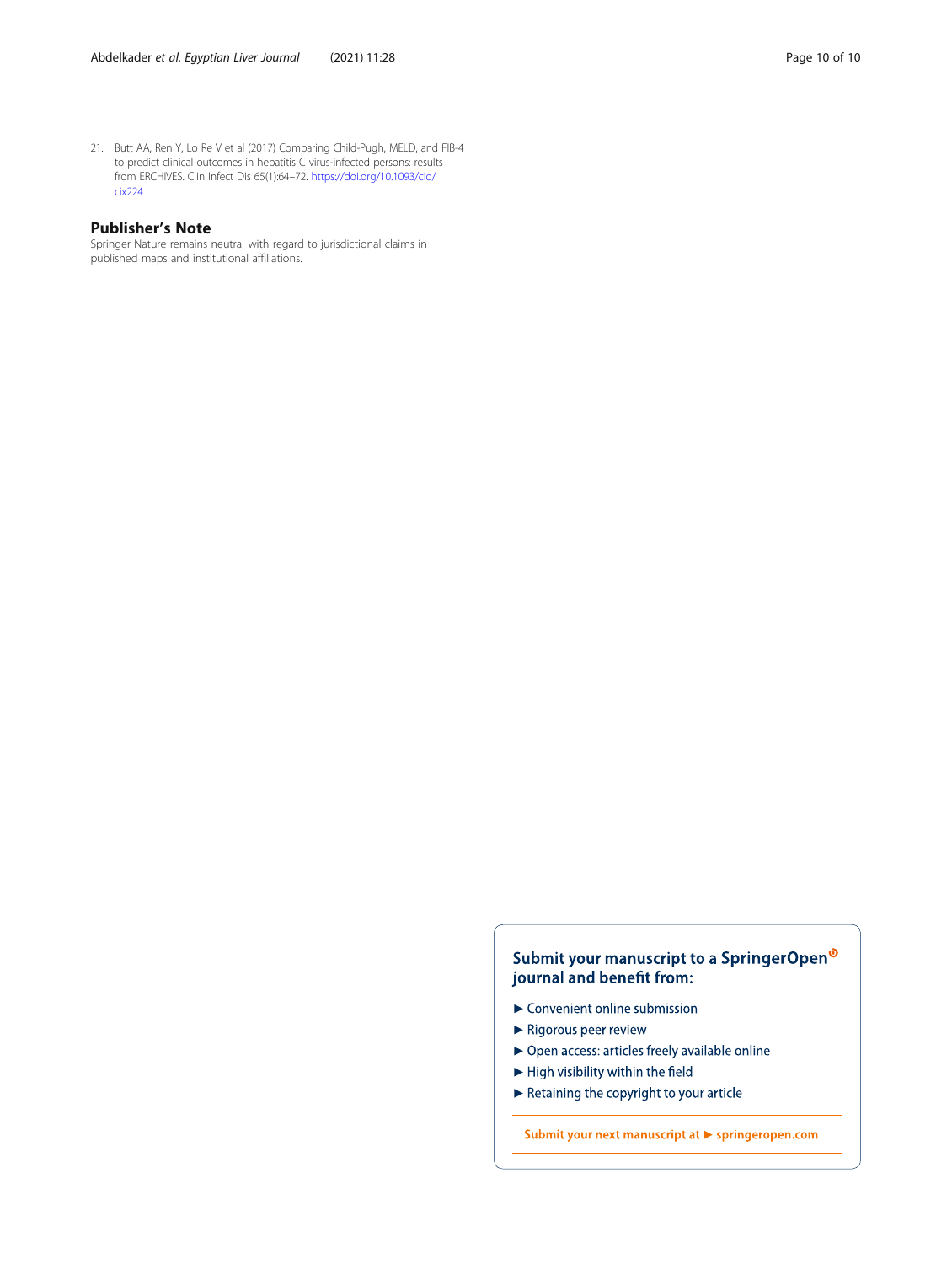21. Butt AA, Ren Y, Lo Re V et al (2017) Comparing Child-Pugh, MELD, and FIB-4 to predict clinical outcomes in hepatitis C virus-infected persons: results from ERCHIVES. Clin Infect Dis 65(1):64–72. https://doi.org/10.1093/cid/cix224

## Publisher's Note

Springer Nature remains neutral with regard to jurisdictional claims in published maps and institutional affiliations.

**Submit your manuscript to a SpringerOpen journal and benefit from:**

- ► Convenient online submission
- ► Rigorous peer review
- ► Open access: articles freely available online
- ► High visibility within the field
- ► Retaining the copyright to your article

**Submit your next manuscript at ► springeropen.com**